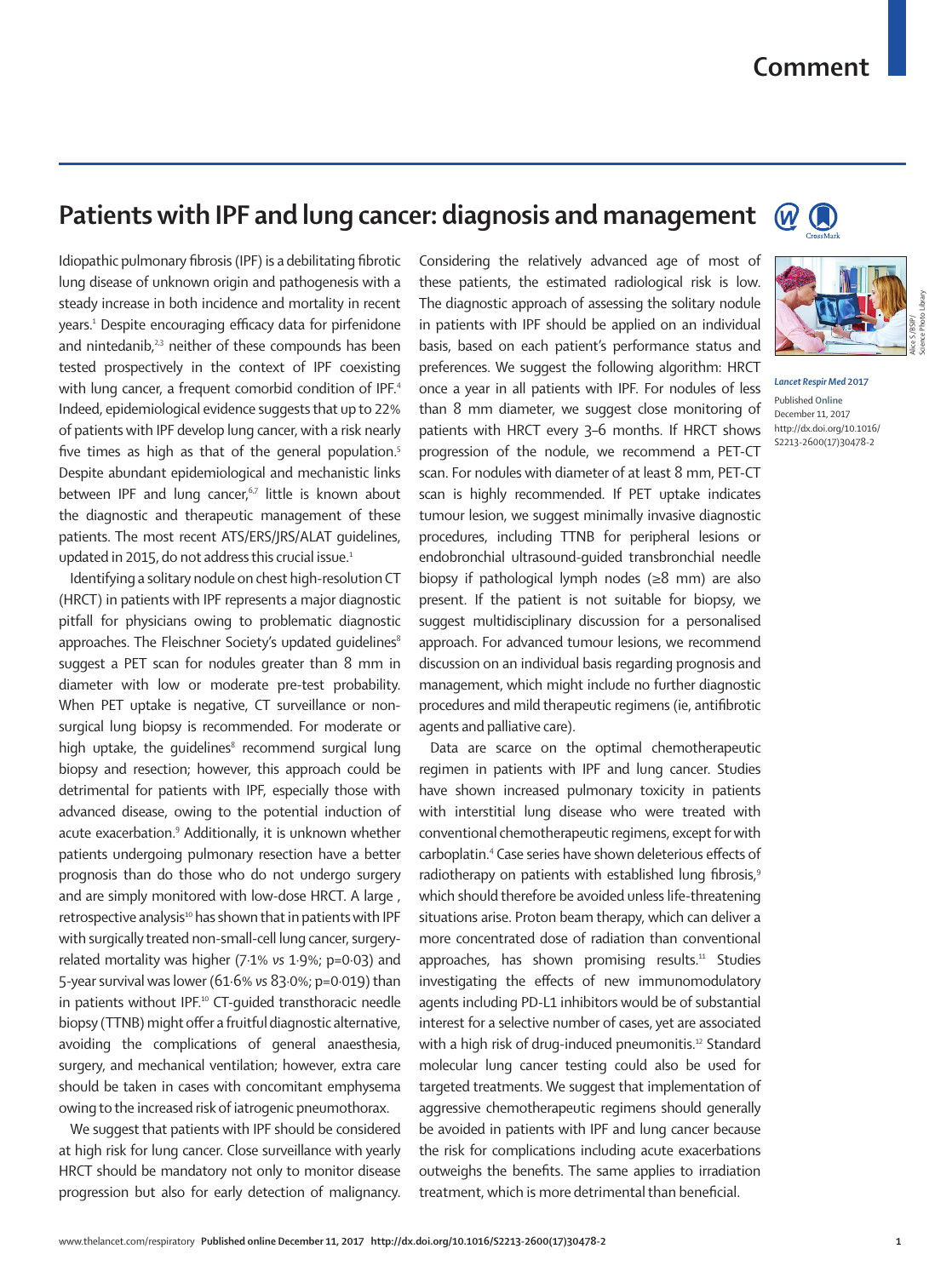# Patients with IPF and lung cancer: diagnosis and management

Idiopathic pulmonary fibrosis (IPF) is a debilitating fibrotic lung disease of unknown origin and pathogenesis with a steady increase in both incidence and mortality in recent years.[1] Despite encouraging efficacy data for pirfenidone and nintedanib,[2,3] neither of these compounds has been tested prospectively in the context of IPF coexisting with lung cancer, a frequent comorbid condition of IPF.[4] Indeed, epidemiological evidence suggests that up to 22% of patients with IPF develop lung cancer, with a risk nearly five times as high as that of the general population.[5] Despite abundant epidemiological and mechanistic links between IPF and lung cancer,[6,7] little is known about the diagnostic and therapeutic management of these patients. The most recent ATS/ERS/JRS/ALAT guidelines, updated in 2015, do not address this crucial issue.[1]

Identifying a solitary nodule on chest high-resolution CT (HRCT) in patients with IPF represents a major diagnostic pitfall for physicians owing to problematic diagnostic approaches. The Fleischner Society's updated guidelines[8] suggest a PET scan for nodules greater than 8 mm in diameter with low or moderate pre-test probability. When PET uptake is negative, CT surveillance or non-surgical lung biopsy is recommended. For moderate or high uptake, the guidelines[8] recommend surgical lung biopsy and resection; however, this approach could be detrimental for patients with IPF, especially those with advanced disease, owing to the potential induction of acute exacerbation.[9] Additionally, it is unknown whether patients undergoing pulmonary resection have a better prognosis than do those who do not undergo surgery and are simply monitored with low-dose HRCT. A large , retrospective analysis[10] has shown that in patients with IPF with surgically treated non-small-cell lung cancer, surgery-related mortality was higher (7·1% *vs* 1·9%; p=0·03) and 5-year survival was lower (61·6% *vs* 83·0%; p=0·019) than in patients without IPF.[10] CT-guided transthoracic needle biopsy (TTNB) might offer a fruitful diagnostic alternative, avoiding the complications of general anaesthesia, surgery, and mechanical ventilation; however, extra care should be taken in cases with concomitant emphysema owing to the increased risk of iatrogenic pneumothorax.

We suggest that patients with IPF should be considered at high risk for lung cancer. Close surveillance with yearly HRCT should be mandatory not only to monitor disease progression but also for early detection of malignancy. Considering the relatively advanced age of most of these patients, the estimated radiological risk is low. The diagnostic approach of assessing the solitary nodule in patients with IPF should be applied on an individual basis, based on each patient's performance status and preferences. We suggest the following algorithm: HRCT once a year in all patients with IPF. For nodules of less than 8 mm diameter, we suggest close monitoring of patients with HRCT every 3–6 months. If HRCT shows progression of the nodule, we recommend a PET-CT scan. For nodules with diameter of at least 8 mm, PET-CT scan is highly recommended. If PET uptake indicates tumour lesion, we suggest minimally invasive diagnostic procedures, including TTNB for peripheral lesions or endobronchial ultrasound-guided transbronchial needle biopsy if pathological lymph nodes (≥8 mm) are also present. If the patient is not suitable for biopsy, we suggest multidisciplinary discussion for a personalised approach. For advanced tumour lesions, we recommend discussion on an individual basis regarding prognosis and management, which might include no further diagnostic procedures and mild therapeutic regimens (ie, antifibrotic agents and palliative care).

Data are scarce on the optimal chemotherapeutic regimen in patients with IPF and lung cancer. Studies have shown increased pulmonary toxicity in patients with interstitial lung disease who were treated with conventional chemotherapeutic regimens, except for with carboplatin.[4] Case series have shown deleterious effects of radiotherapy on patients with established lung fibrosis,[9] which should therefore be avoided unless life-threatening situations arise. Proton beam therapy, which can deliver a more concentrated dose of radiation than conventional approaches, has shown promising results.[11] Studies investigating the effects of new immunomodulatory agents including PD-L1 inhibitors would be of substantial interest for a selective number of cases, yet are associated with a high risk of drug-induced pneumonitis.[12] Standard molecular lung cancer testing could also be used for targeted treatments. We suggest that implementation of aggressive chemotherapeutic regimens should generally be avoided in patients with IPF and lung cancer because the risk for complications including acute exacerbations outweighs the benefits. The same applies to irradiation treatment, which is more detrimental than beneficial.

Alice S /BSIP/ Science Photo Library

*Lancet Respir Med* 2017

Published Online December 11, 2017 http://dx.doi.org/10.1016/S2213-2600(17)30478-2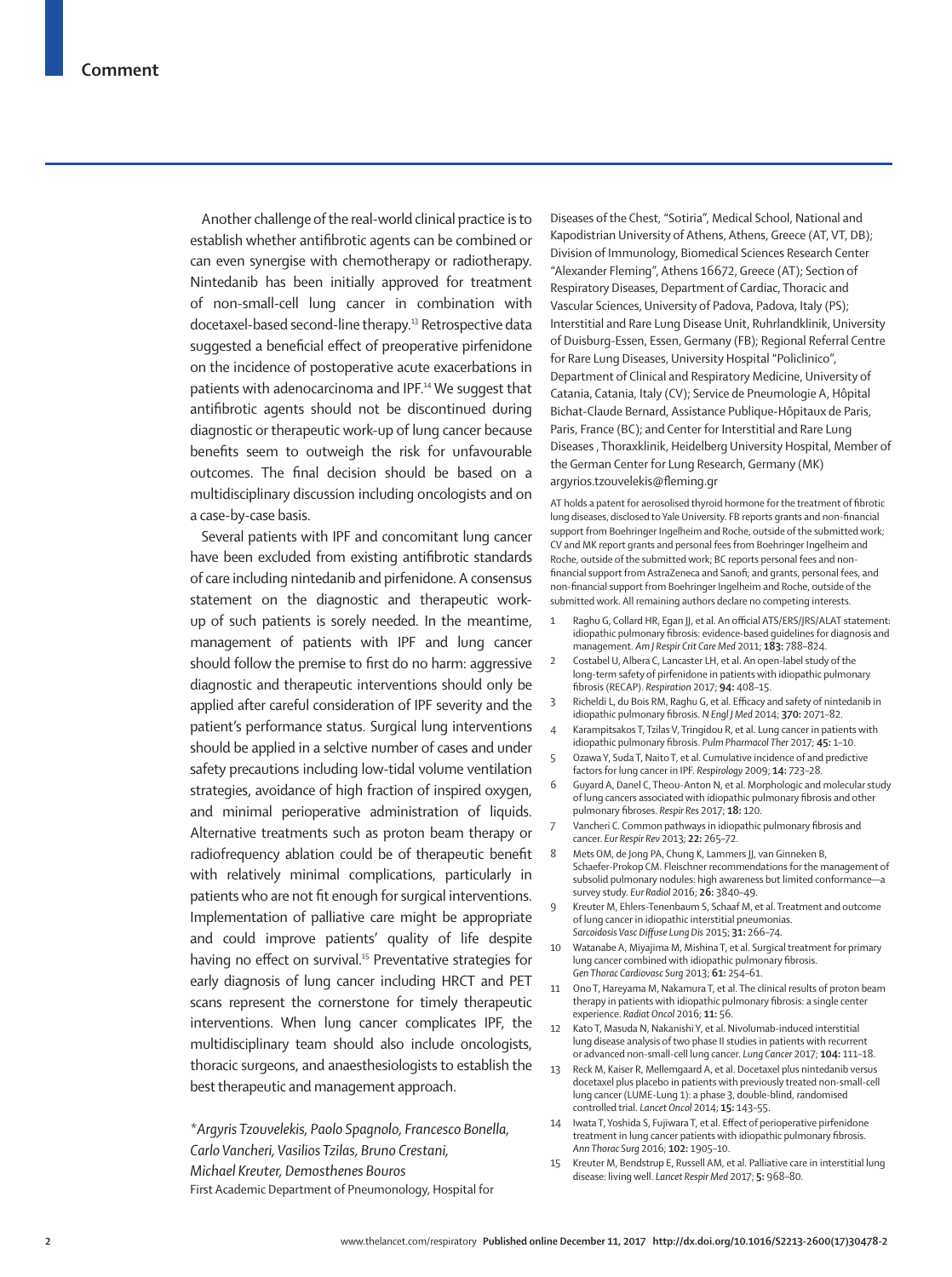Another challenge of the real-world clinical practice is to establish whether antifibrotic agents can be combined or can even synergise with chemotherapy or radiotherapy. Nintedanib has been initially approved for treatment of non-small-cell lung cancer in combination with docetaxel-based second-line therapy.[13] Retrospective data suggested a beneficial effect of preoperative pirfenidone on the incidence of postoperative acute exacerbations in patients with adenocarcinoma and IPF.[14] We suggest that antifibrotic agents should not be discontinued during diagnostic or therapeutic work-up of lung cancer because benefits seem to outweigh the risk for unfavourable outcomes. The final decision should be based on a multidisciplinary discussion including oncologists and on a case-by-case basis.

Several patients with IPF and concomitant lung cancer have been excluded from existing antifibrotic standards of care including nintedanib and pirfenidone. A consensus statement on the diagnostic and therapeutic work-up of such patients is sorely needed. In the meantime, management of patients with IPF and lung cancer should follow the premise to first do no harm: aggressive diagnostic and therapeutic interventions should only be applied after careful consideration of IPF severity and the patient's performance status. Surgical lung interventions should be applied in a selctive number of cases and under safety precautions including low-tidal volume ventilation strategies, avoidance of high fraction of inspired oxygen, and minimal perioperative administration of liquids. Alternative treatments such as proton beam therapy or radiofrequency ablation could be of therapeutic benefit with relatively minimal complications, particularly in patients who are not fit enough for surgical interventions. Implementation of palliative care might be appropriate and could improve patients' quality of life despite having no effect on survival.[15] Preventative strategies for early diagnosis of lung cancer including HRCT and PET scans represent the cornerstone for timely therapeutic interventions. When lung cancer complicates IPF, the multidisciplinary team should also include oncologists, thoracic surgeons, and anaesthesiologists to establish the best therapeutic and management approach.

*\*Argyris Tzouvelekis, Paolo Spagnolo, Francesco Bonella, Carlo Vancheri, Vasilios Tzilas, Bruno Crestani, Michael Kreuter, Demosthenes Bouros*

First Academic Department of Pneumonology, Hospital for Diseases of the Chest, "Sotiria", Medical School, National and Kapodistrian University of Athens, Athens, Greece (AT, VT, DB); Division of Immunology, Biomedical Sciences Research Center "Alexander Fleming", Athens 16672, Greece (AT); Section of Respiratory Diseases, Department of Cardiac, Thoracic and Vascular Sciences, University of Padova, Padova, Italy (PS); Interstitial and Rare Lung Disease Unit, Ruhrlandklinik, University of Duisburg-Essen, Essen, Germany (FB); Regional Referral Centre for Rare Lung Diseases, University Hospital "Policlinico", Department of Clinical and Respiratory Medicine, University of Catania, Catania, Italy (CV); Service de Pneumologie A, Hôpital Bichat-Claude Bernard, Assistance Publique-Hôpitaux de Paris, Paris, France (BC); and Center for Interstitial and Rare Lung Diseases , Thoraxklinik, Heidelberg University Hospital, Member of the German Center for Lung Research, Germany (MK)

argyrios.tzouvelekis@fleming.gr

AT holds a patent for aerosolised thyroid hormone for the treatment of fibrotic lung diseases, disclosed to Yale University. FB reports grants and non-financial support from Boehringer Ingelheim and Roche, outside of the submitted work; CV and MK report grants and personal fees from Boehringer Ingelheim and Roche, outside of the submitted work; BC reports personal fees and non-financial support from AstraZeneca and Sanofi; and grants, personal fees, and non-financial support from Boehringer Ingelheim and Roche, outside of the submitted work. All remaining authors declare no competing interests.

1. Raghu G, Collard HR, Egan JJ, et al. An official ATS/ERS/JRS/ALAT statement: idiopathic pulmonary fibrosis: evidence-based guidelines for diagnosis and management. *Am J Respir Crit Care Med* 2011; **183:** 788–824.
2. Costabel U, Albera C, Lancaster LH, et al. An open-label study of the long-term safety of pirfenidone in patients with idiopathic pulmonary fibrosis (RECAP). *Respiration* 2017; **94:** 408–15.
3. Richeldi L, du Bois RM, Raghu G, et al. Efficacy and safety of nintedanib in idiopathic pulmonary fibrosis. *N Engl J Med* 2014; **370:** 2071–82.
4. Karampitsakos T, Tzilas V, Tringidou R, et al. Lung cancer in patients with idiopathic pulmonary fibrosis. *Pulm Pharmacol Ther* 2017; **45:** 1–10.
5. Ozawa Y, Suda T, Naito T, et al. Cumulative incidence of and predictive factors for lung cancer in IPF. *Respirology* 2009; **14:** 723–28.
6. Guyard A, Danel C, Theou-Anton N, et al. Morphologic and molecular study of lung cancers associated with idiopathic pulmonary fibrosis and other pulmonary fibroses. *Respir Res* 2017; **18:** 120.
7. Vancheri C. Common pathways in idiopathic pulmonary fibrosis and cancer. *Eur Respir Rev* 2013; **22:** 265–72.
8. Mets OM, de Jong PA, Chung K, Lammers JJ, van Ginneken B, Schaefer-Prokop CM. Fleischner recommendations for the management of subsolid pulmonary nodules: high awareness but limited conformance—a survey study. *Eur Radiol* 2016; **26:** 3840–49.
9. Kreuter M, Ehlers-Tenenbaum S, Schaaf M, et al. Treatment and outcome of lung cancer in idiopathic interstitial pneumonias. *Sarcoidosis Vasc Diffuse Lung Dis* 2015; **31:** 266–74.
10. Watanabe A, Miyajima M, Mishina T, et al. Surgical treatment for primary lung cancer combined with idiopathic pulmonary fibrosis. *Gen Thorac Cardiovasc Surg* 2013; **61:** 254–61.
11. Ono T, Hareyama M, Nakamura T, et al. The clinical results of proton beam therapy in patients with idiopathic pulmonary fibrosis: a single center experience. *Radiat Oncol* 2016; **11:** 56.
12. Kato T, Masuda N, Nakanishi Y, et al. Nivolumab-induced interstitial lung disease analysis of two phase II studies in patients with recurrent or advanced non-small-cell lung cancer. *Lung Cancer* 2017; **104:** 111–18.
13. Reck M, Kaiser R, Mellemgaard A, et al. Docetaxel plus nintedanib versus docetaxel plus placebo in patients with previously treated non-small-cell lung cancer (LUME-Lung 1): a phase 3, double-blind, randomised controlled trial. *Lancet Oncol* 2014; **15:** 143–55.
14. Iwata T, Yoshida S, Fujiwara T, et al. Effect of perioperative pirfenidone treatment in lung cancer patients with idiopathic pulmonary fibrosis. *Ann Thorac Surg* 2016; **102:** 1905–10.
15. Kreuter M, Bendstrup E, Russell AM, et al. Palliative care in interstitial lung disease: living well. *Lancet Respir Med* 2017; **5:** 968–80.